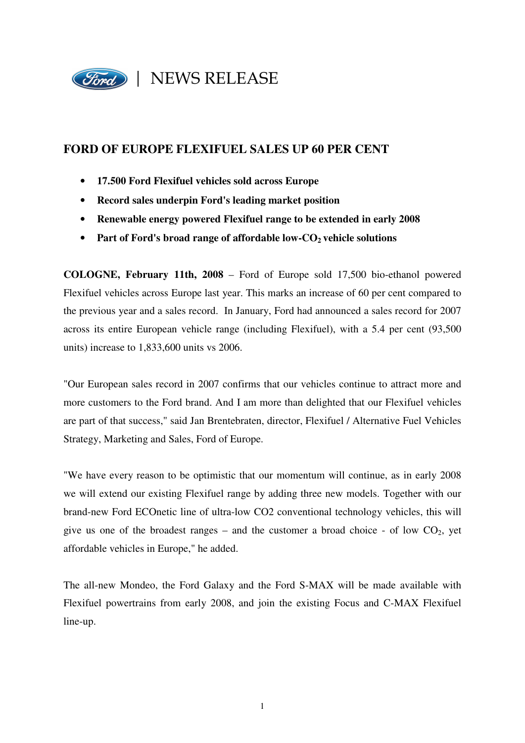NEWS RELEASE

# FORD OF EUROPE FLEXIFUEL SALES UP 60 PER CENT

- **17.500 Ford Flexifuel vehicles sold across Europe**
- **Record sales underpin Ford's leading market position**
- **Renewable energy powered Flexifuel range to be extended in early 2008**
- **Part of Ford's broad range of affordable low-$CO_2$ vehicle solutions**

**COLOGNE, February 11th, 2008** – Ford of Europe sold 17,500 bio-ethanol powered Flexifuel vehicles across Europe last year. This marks an increase of 60 per cent compared to the previous year and a sales record. In January, Ford had announced a sales record for 2007 across its entire European vehicle range (including Flexifuel), with a 5.4 per cent (93,500 units) increase to 1,833,600 units vs 2006.

"Our European sales record in 2007 confirms that our vehicles continue to attract more and more customers to the Ford brand. And I am more than delighted that our Flexifuel vehicles are part of that success," said Jan Brentebraten, director, Flexifuel / Alternative Fuel Vehicles Strategy, Marketing and Sales, Ford of Europe.

"We have every reason to be optimistic that our momentum will continue, as in early 2008 we will extend our existing Flexifuel range by adding three new models. Together with our brand-new Ford ECOnetic line of ultra-low CO2 conventional technology vehicles, this will give us one of the broadest ranges – and the customer a broad choice - of low $CO_2$, yet affordable vehicles in Europe," he added.

The all-new Mondeo, the Ford Galaxy and the Ford S-MAX will be made available with Flexifuel powertrains from early 2008, and join the existing Focus and C-MAX Flexifuel line-up.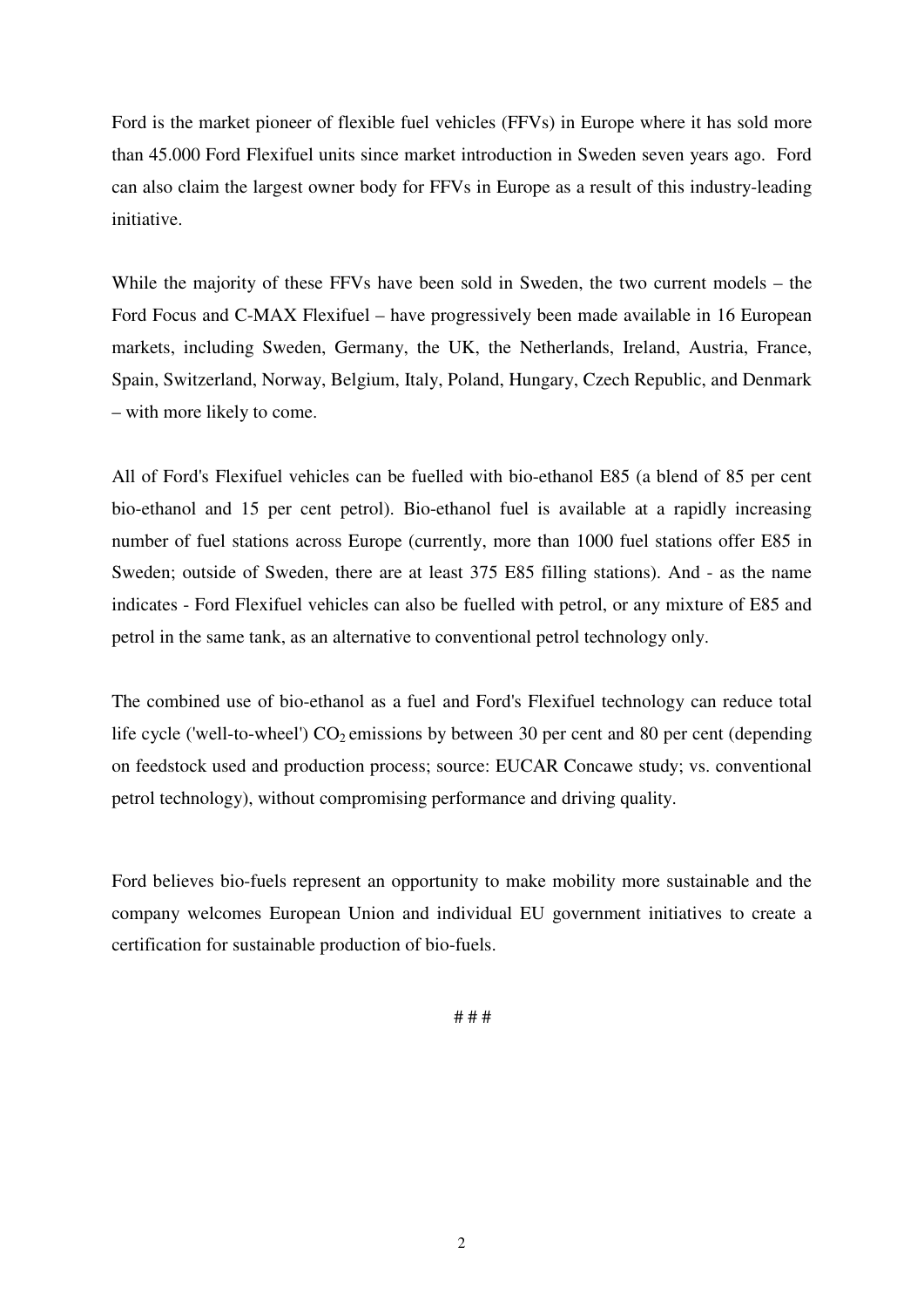Ford is the market pioneer of flexible fuel vehicles (FFVs) in Europe where it has sold more than 45.000 Ford Flexifuel units since market introduction in Sweden seven years ago. Ford can also claim the largest owner body for FFVs in Europe as a result of this industry-leading initiative.

While the majority of these FFVs have been sold in Sweden, the two current models – the Ford Focus and C-MAX Flexifuel – have progressively been made available in 16 European markets, including Sweden, Germany, the UK, the Netherlands, Ireland, Austria, France, Spain, Switzerland, Norway, Belgium, Italy, Poland, Hungary, Czech Republic, and Denmark – with more likely to come.

All of Ford's Flexifuel vehicles can be fuelled with bio-ethanol E85 (a blend of 85 per cent bio-ethanol and 15 per cent petrol). Bio-ethanol fuel is available at a rapidly increasing number of fuel stations across Europe (currently, more than 1000 fuel stations offer E85 in Sweden; outside of Sweden, there are at least 375 E85 filling stations). And - as the name indicates - Ford Flexifuel vehicles can also be fuelled with petrol, or any mixture of E85 and petrol in the same tank, as an alternative to conventional petrol technology only.

The combined use of bio-ethanol as a fuel and Ford's Flexifuel technology can reduce total life cycle ('well-to-wheel') $CO_2$ emissions by between 30 per cent and 80 per cent (depending on feedstock used and production process; source: EUCAR Concawe study; vs. conventional petrol technology), without compromising performance and driving quality.

Ford believes bio-fuels represent an opportunity to make mobility more sustainable and the company welcomes European Union and individual EU government initiatives to create a certification for sustainable production of bio-fuels.

# # #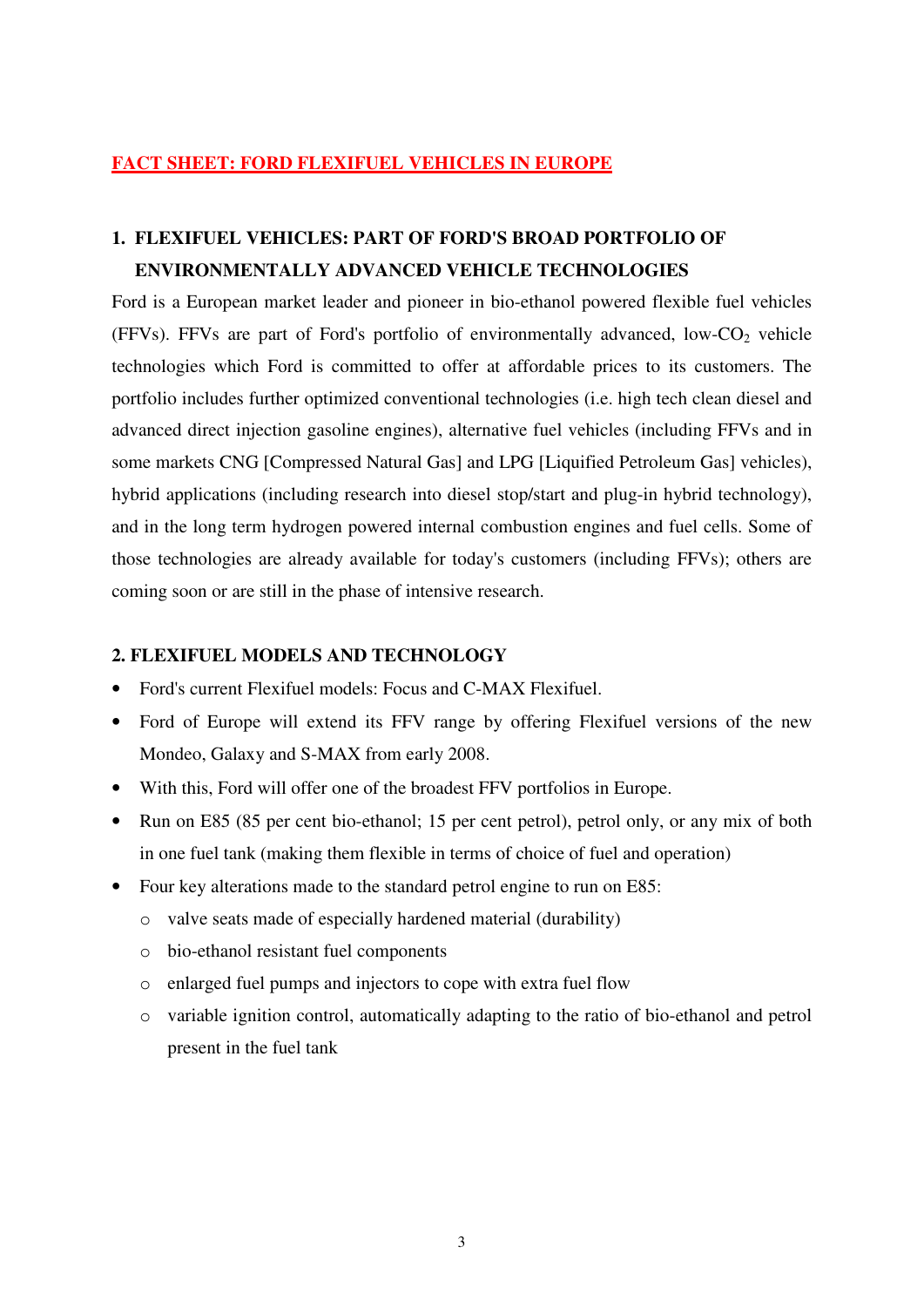# FACT SHEET: FORD FLEXIFUEL VEHICLES IN EUROPE

## 1. FLEXIFUEL VEHICLES: PART OF FORD'S BROAD PORTFOLIO OF ENVIRONMENTALLY ADVANCED VEHICLE TECHNOLOGIES

Ford is a European market leader and pioneer in bio-ethanol powered flexible fuel vehicles (FFVs). FFVs are part of Ford's portfolio of environmentally advanced, low-$CO_2$ vehicle technologies which Ford is committed to offer at affordable prices to its customers. The portfolio includes further optimized conventional technologies (i.e. high tech clean diesel and advanced direct injection gasoline engines), alternative fuel vehicles (including FFVs and in some markets CNG [Compressed Natural Gas] and LPG [Liquified Petroleum Gas] vehicles), hybrid applications (including research into diesel stop/start and plug-in hybrid technology), and in the long term hydrogen powered internal combustion engines and fuel cells. Some of those technologies are already available for today's customers (including FFVs); others are coming soon or are still in the phase of intensive research.

## 2. FLEXIFUEL MODELS AND TECHNOLOGY

- Ford's current Flexifuel models: Focus and C-MAX Flexifuel.
- Ford of Europe will extend its FFV range by offering Flexifuel versions of the new Mondeo, Galaxy and S-MAX from early 2008.
- With this, Ford will offer one of the broadest FFV portfolios in Europe.
- Run on E85 (85 per cent bio-ethanol; 15 per cent petrol), petrol only, or any mix of both in one fuel tank (making them flexible in terms of choice of fuel and operation)
- Four key alterations made to the standard petrol engine to run on E85:
  - valve seats made of especially hardened material (durability)
  - bio-ethanol resistant fuel components
  - enlarged fuel pumps and injectors to cope with extra fuel flow
  - variable ignition control, automatically adapting to the ratio of bio-ethanol and petrol present in the fuel tank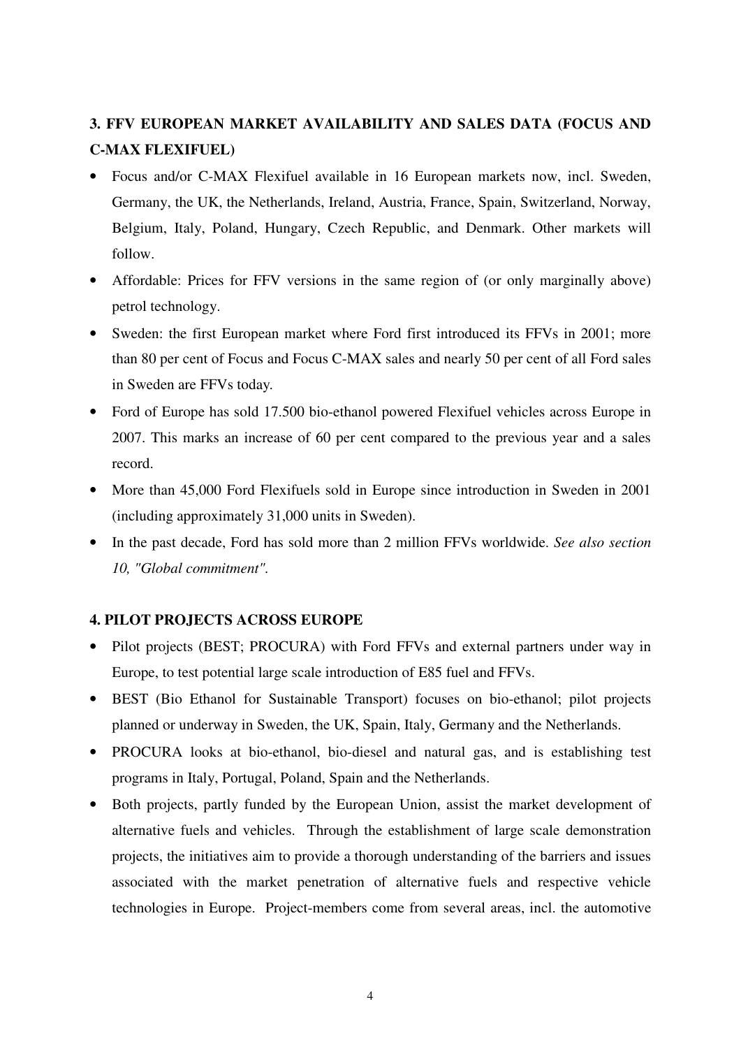## 3. FFV EUROPEAN MARKET AVAILABILITY AND SALES DATA (FOCUS AND C-MAX FLEXIFUEL)

- Focus and/or C-MAX Flexifuel available in 16 European markets now, incl. Sweden, Germany, the UK, the Netherlands, Ireland, Austria, France, Spain, Switzerland, Norway, Belgium, Italy, Poland, Hungary, Czech Republic, and Denmark. Other markets will follow.
- Affordable: Prices for FFV versions in the same region of (or only marginally above) petrol technology.
- Sweden: the first European market where Ford first introduced its FFVs in 2001; more than 80 per cent of Focus and Focus C-MAX sales and nearly 50 per cent of all Ford sales in Sweden are FFVs today.
- Ford of Europe has sold 17.500 bio-ethanol powered Flexifuel vehicles across Europe in 2007. This marks an increase of 60 per cent compared to the previous year and a sales record.
- More than 45,000 Ford Flexifuels sold in Europe since introduction in Sweden in 2001 (including approximately 31,000 units in Sweden).
- In the past decade, Ford has sold more than 2 million FFVs worldwide. *See also section 10, "Global commitment".*

## 4. PILOT PROJECTS ACROSS EUROPE

- Pilot projects (BEST; PROCURA) with Ford FFVs and external partners under way in Europe, to test potential large scale introduction of E85 fuel and FFVs.
- BEST (Bio Ethanol for Sustainable Transport) focuses on bio-ethanol; pilot projects planned or underway in Sweden, the UK, Spain, Italy, Germany and the Netherlands.
- PROCURA looks at bio-ethanol, bio-diesel and natural gas, and is establishing test programs in Italy, Portugal, Poland, Spain and the Netherlands.
- Both projects, partly funded by the European Union, assist the market development of alternative fuels and vehicles. Through the establishment of large scale demonstration projects, the initiatives aim to provide a thorough understanding of the barriers and issues associated with the market penetration of alternative fuels and respective vehicle technologies in Europe. Project-members come from several areas, incl. the automotive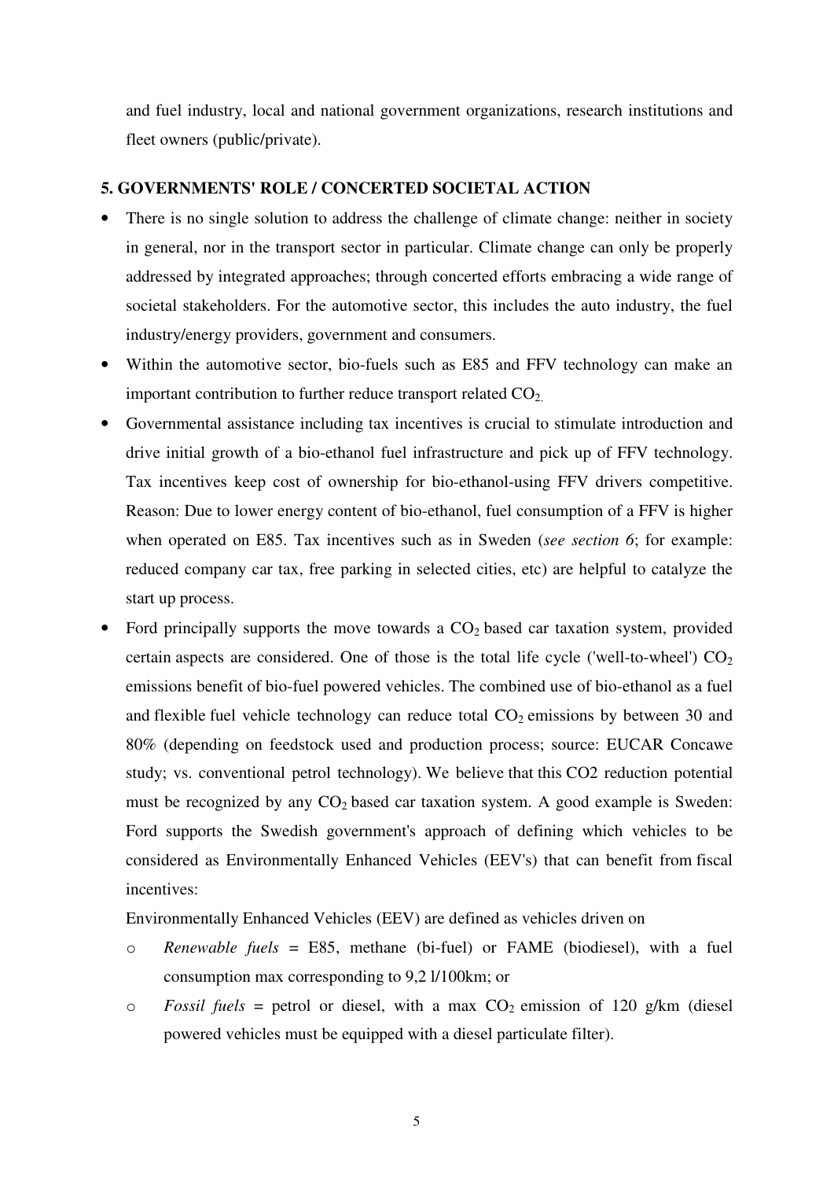and fuel industry, local and national government organizations, research institutions and fleet owners (public/private).

## 5. GOVERNMENTS' ROLE / CONCERTED SOCIETAL ACTION

- There is no single solution to address the challenge of climate change: neither in society in general, nor in the transport sector in particular. Climate change can only be properly addressed by integrated approaches; through concerted efforts embracing a wide range of societal stakeholders. For the automotive sector, this includes the auto industry, the fuel industry/energy providers, government and consumers.
- Within the automotive sector, bio-fuels such as E85 and FFV technology can make an important contribution to further reduce transport related $CO_2$.
- Governmental assistance including tax incentives is crucial to stimulate introduction and drive initial growth of a bio-ethanol fuel infrastructure and pick up of FFV technology. Tax incentives keep cost of ownership for bio-ethanol-using FFV drivers competitive. Reason: Due to lower energy content of bio-ethanol, fuel consumption of a FFV is higher when operated on E85. Tax incentives such as in Sweden (*see section 6*; for example: reduced company car tax, free parking in selected cities, etc) are helpful to catalyze the start up process.
- Ford principally supports the move towards a $CO_2$ based car taxation system, provided certain aspects are considered. One of those is the total life cycle ('well-to-wheel') $CO_2$ emissions benefit of bio-fuel powered vehicles. The combined use of bio-ethanol as a fuel and flexible fuel vehicle technology can reduce total $CO_2$ emissions by between 30 and 80% (depending on feedstock used and production process; source: EUCAR Concawe study; vs. conventional petrol technology). We believe that this CO2 reduction potential must be recognized by any $CO_2$ based car taxation system. A good example is Sweden: Ford supports the Swedish government's approach of defining which vehicles to be considered as Environmentally Enhanced Vehicles (EEV's) that can benefit from fiscal incentives:

  Environmentally Enhanced Vehicles (EEV) are defined as vehicles driven on

  - *Renewable fuels* = E85, methane (bi-fuel) or FAME (biodiesel), with a fuel consumption max corresponding to 9,2 l/100km; or
  - *Fossil fuels* = petrol or diesel, with a max $CO_2$ emission of 120 g/km (diesel powered vehicles must be equipped with a diesel particulate filter).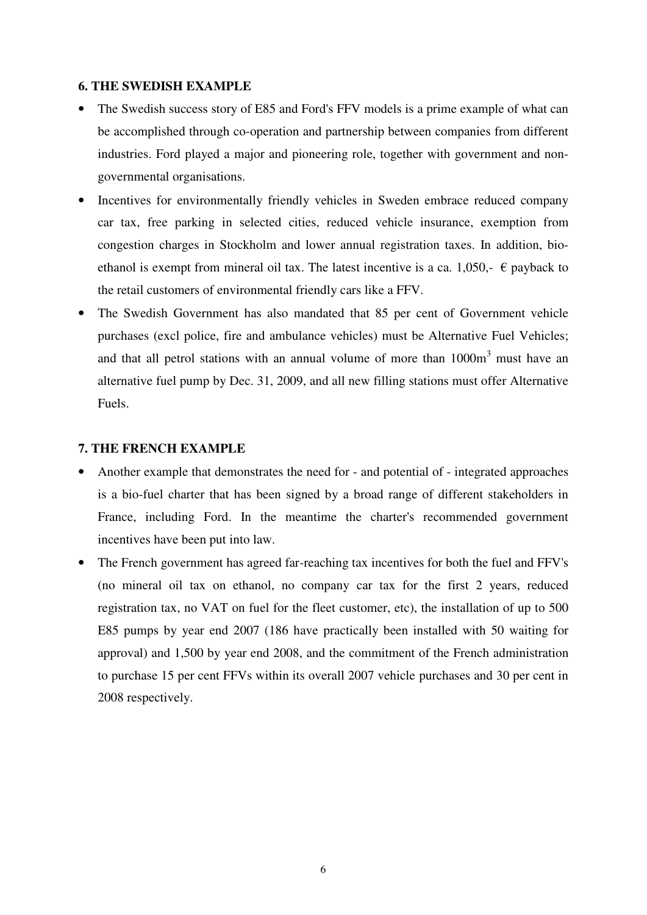## 6. THE SWEDISH EXAMPLE

- The Swedish success story of E85 and Ford's FFV models is a prime example of what can be accomplished through co-operation and partnership between companies from different industries. Ford played a major and pioneering role, together with government and non-governmental organisations.
- Incentives for environmentally friendly vehicles in Sweden embrace reduced company car tax, free parking in selected cities, reduced vehicle insurance, exemption from congestion charges in Stockholm and lower annual registration taxes. In addition, bio-ethanol is exempt from mineral oil tax. The latest incentive is a ca. 1,050,- € payback to the retail customers of environmental friendly cars like a FFV.
- The Swedish Government has also mandated that 85 per cent of Government vehicle purchases (excl police, fire and ambulance vehicles) must be Alternative Fuel Vehicles; and that all petrol stations with an annual volume of more than $1000m^3$ must have an alternative fuel pump by Dec. 31, 2009, and all new filling stations must offer Alternative Fuels.

## 7. THE FRENCH EXAMPLE

- Another example that demonstrates the need for - and potential of - integrated approaches is a bio-fuel charter that has been signed by a broad range of different stakeholders in France, including Ford. In the meantime the charter's recommended government incentives have been put into law.
- The French government has agreed far-reaching tax incentives for both the fuel and FFV's (no mineral oil tax on ethanol, no company car tax for the first 2 years, reduced registration tax, no VAT on fuel for the fleet customer, etc), the installation of up to 500 E85 pumps by year end 2007 (186 have practically been installed with 50 waiting for approval) and 1,500 by year end 2008, and the commitment of the French administration to purchase 15 per cent FFVs within its overall 2007 vehicle purchases and 30 per cent in 2008 respectively.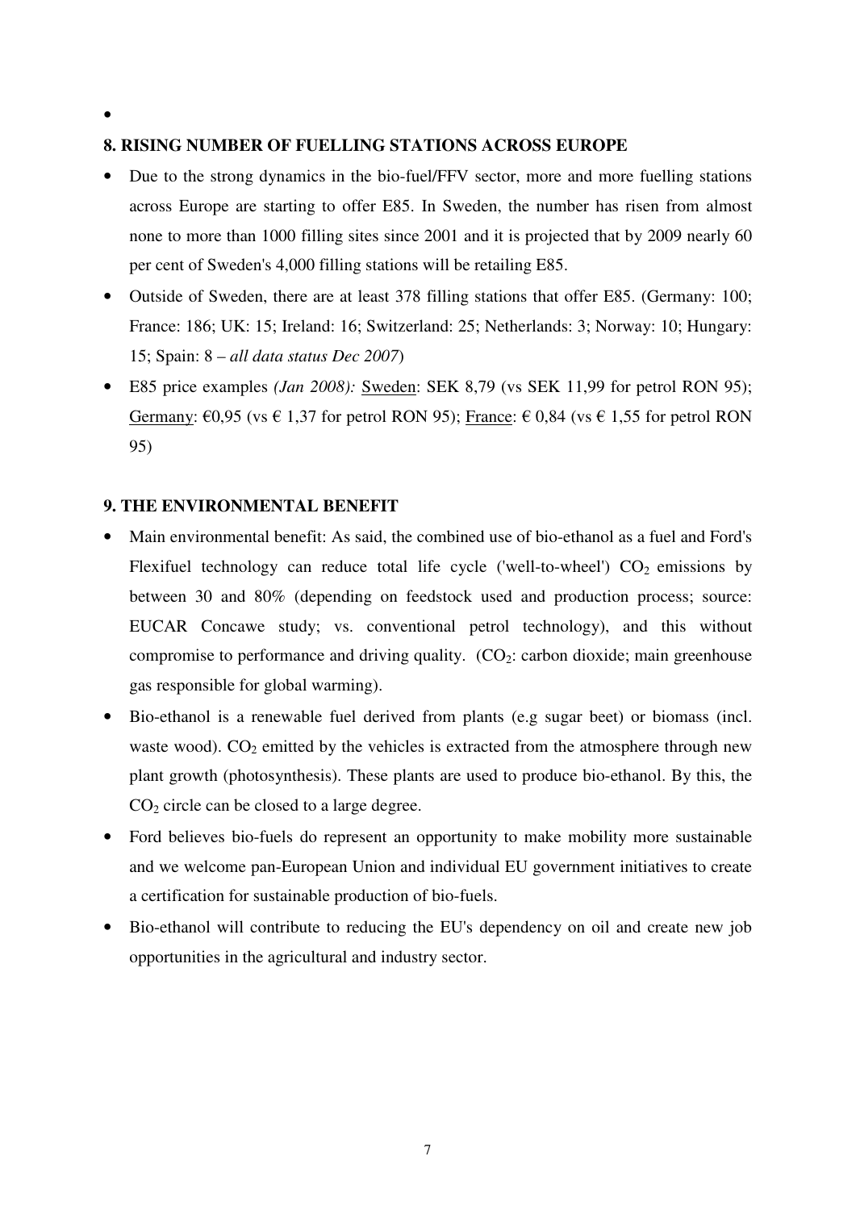•

**8. RISING NUMBER OF FUELLING STATIONS ACROSS EUROPE**

- Due to the strong dynamics in the bio-fuel/FFV sector, more and more fuelling stations across Europe are starting to offer E85. In Sweden, the number has risen from almost none to more than 1000 filling sites since 2001 and it is projected that by 2009 nearly 60 per cent of Sweden's 4,000 filling stations will be retailing E85.
- Outside of Sweden, there are at least 378 filling stations that offer E85. (Germany: 100; France: 186; UK: 15; Ireland: 16; Switzerland: 25; Netherlands: 3; Norway: 10; Hungary: 15; Spain: 8 – *all data status Dec 2007*)
- E85 price examples *(Jan 2008):* Sweden: SEK 8,79 (vs SEK 11,99 for petrol RON 95); Germany: €0,95 (vs € 1,37 for petrol RON 95); France: € 0,84 (vs € 1,55 for petrol RON 95)

**9. THE ENVIRONMENTAL BENEFIT**

- Main environmental benefit: As said, the combined use of bio-ethanol as a fuel and Ford's Flexifuel technology can reduce total life cycle ('well-to-wheel') $CO_2$ emissions by between 30 and 80% (depending on feedstock used and production process; source: EUCAR Concawe study; vs. conventional petrol technology), and this without compromise to performance and driving quality. ($CO_2$: carbon dioxide; main greenhouse gas responsible for global warming).
- Bio-ethanol is a renewable fuel derived from plants (e.g sugar beet) or biomass (incl. waste wood). $CO_2$ emitted by the vehicles is extracted from the atmosphere through new plant growth (photosynthesis). These plants are used to produce bio-ethanol. By this, the $CO_2$ circle can be closed to a large degree.
- Ford believes bio-fuels do represent an opportunity to make mobility more sustainable and we welcome pan-European Union and individual EU government initiatives to create a certification for sustainable production of bio-fuels.
- Bio-ethanol will contribute to reducing the EU's dependency on oil and create new job opportunities in the agricultural and industry sector.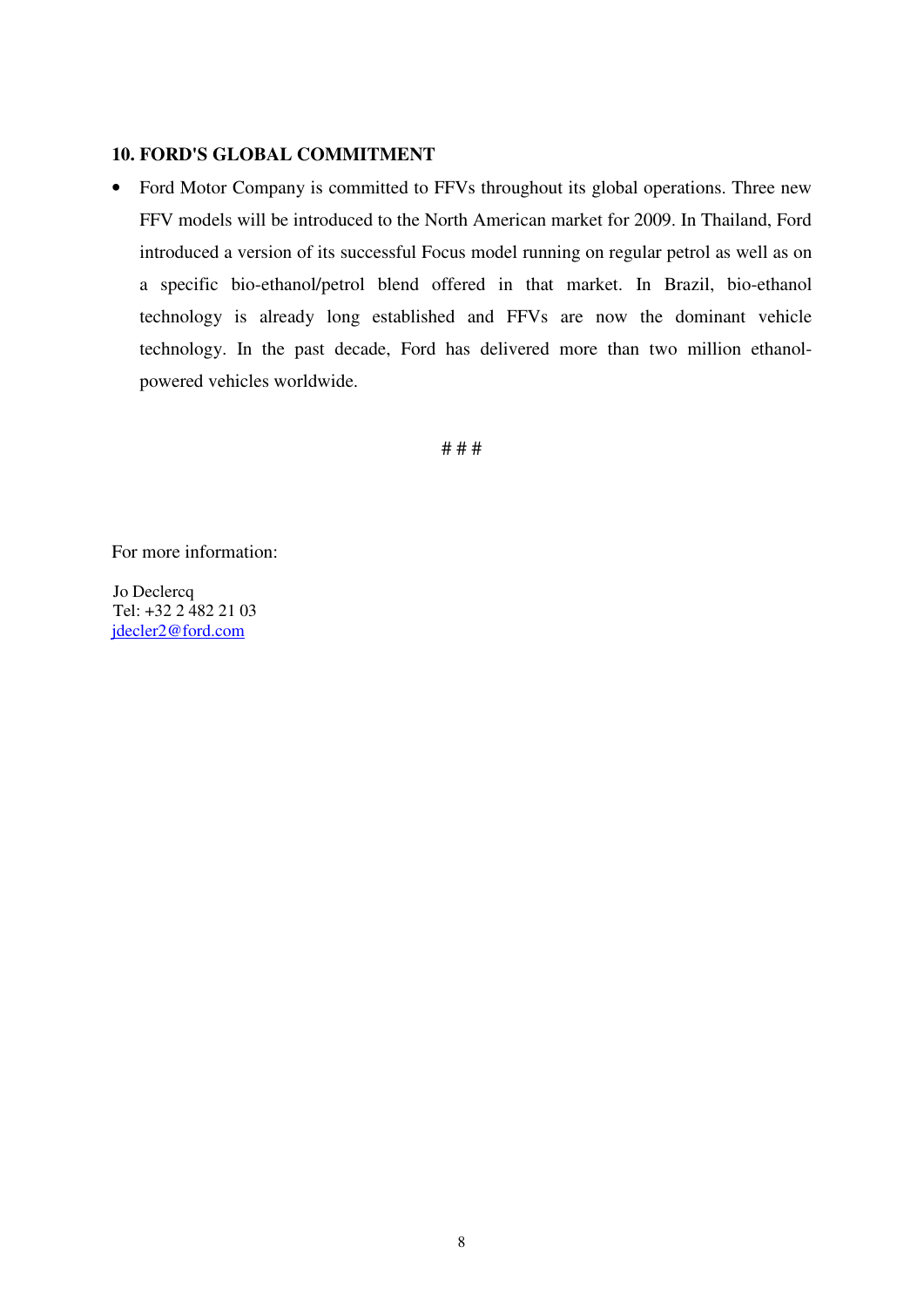## 10. FORD'S GLOBAL COMMITMENT

- Ford Motor Company is committed to FFVs throughout its global operations. Three new FFV models will be introduced to the North American market for 2009. In Thailand, Ford introduced a version of its successful Focus model running on regular petrol as well as on a specific bio-ethanol/petrol blend offered in that market. In Brazil, bio-ethanol technology is already long established and FFVs are now the dominant vehicle technology. In the past decade, Ford has delivered more than two million ethanol-powered vehicles worldwide.

# # #

For more information:

Jo Declercq
Tel: +32 2 482 21 03
jdecler2@ford.com